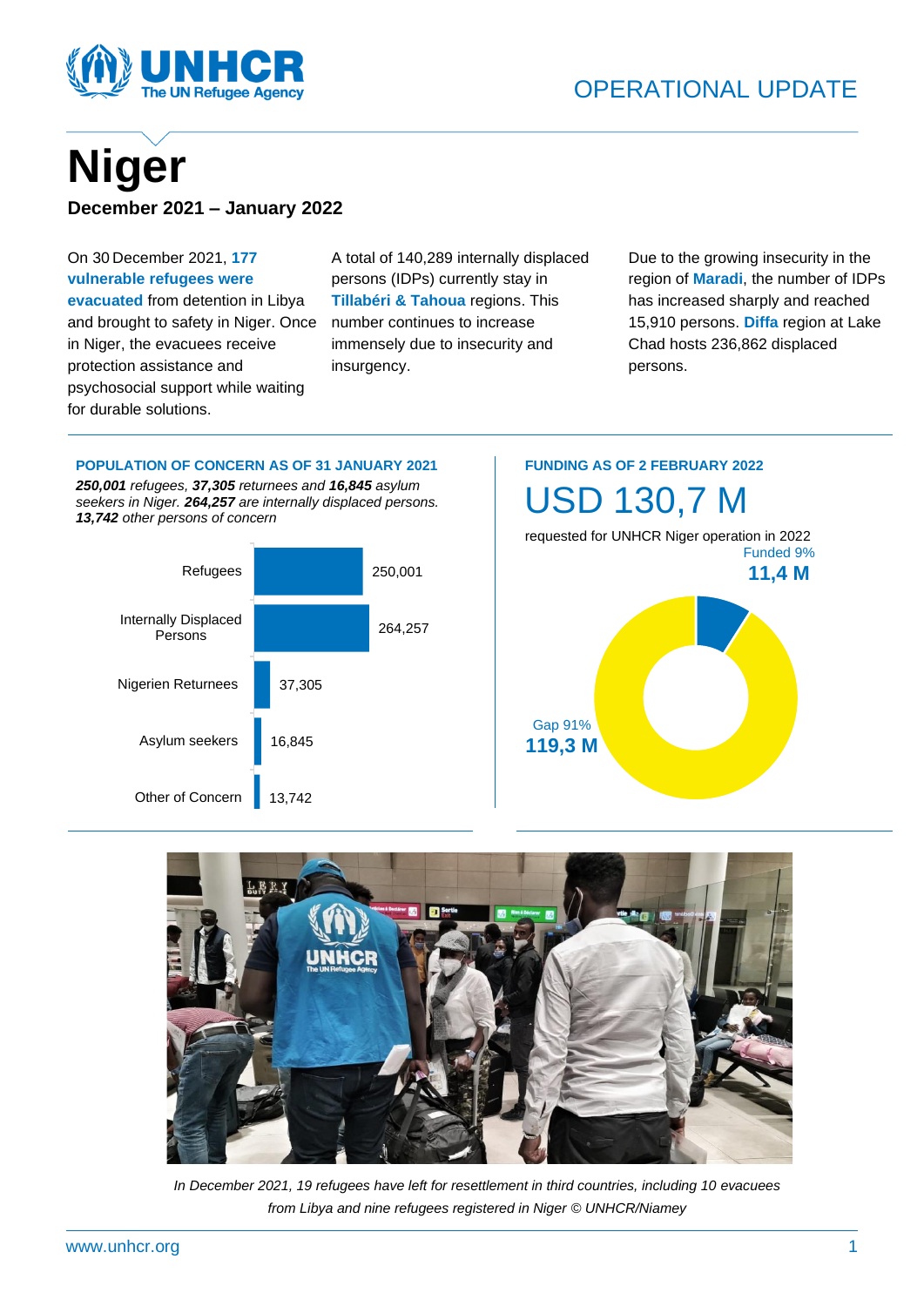OPERATIONAL UPDATE

# Niger

**December 2021 – January 2022**

On 30 December 2021, **177 vulnerable refugees were evacuated** from detention in Libya and brought to safety in Niger. Once in Niger, the evacuees receive protection assistance and psychosocial support while waiting for durable solutions.

A total of 140,289 internally displaced persons (IDPs) currently stay in **Tillabéri & Tahoua** regions. This number continues to increase immensely due to insecurity and insurgency.

Due to the growing insecurity in the region of **Maradi**, the number of IDPs has increased sharply and reached 15,910 persons. **Diffa** region at Lake Chad hosts 236,862 displaced persons.

## POPULATION OF CONCERN AS OF 31 JANUARY 2021

***250,001*** *refugees,* ***37,305*** *returnees and* ***16,845*** *asylum seekers in Niger.* ***264,257*** *are internally displaced persons.* ***13,742*** *other persons of concern*

Refugees 250,001

Internally Displaced Persons 264,257

Nigerien Returnees 37,305

Asylum seekers 16,845

Other of Concern 13,742

## FUNDING AS OF 2 FEBRUARY 2022

# USD 130,7 M

requested for UNHCR Niger operation in 2022

Funded 9%

**11,4 M**

Gap 91%

**119,3 M**

*In December 2021, 19 refugees have left for resettlement in third countries, including 10 evacuees from Libya and nine refugees registered in Niger © UNHCR/Niamey*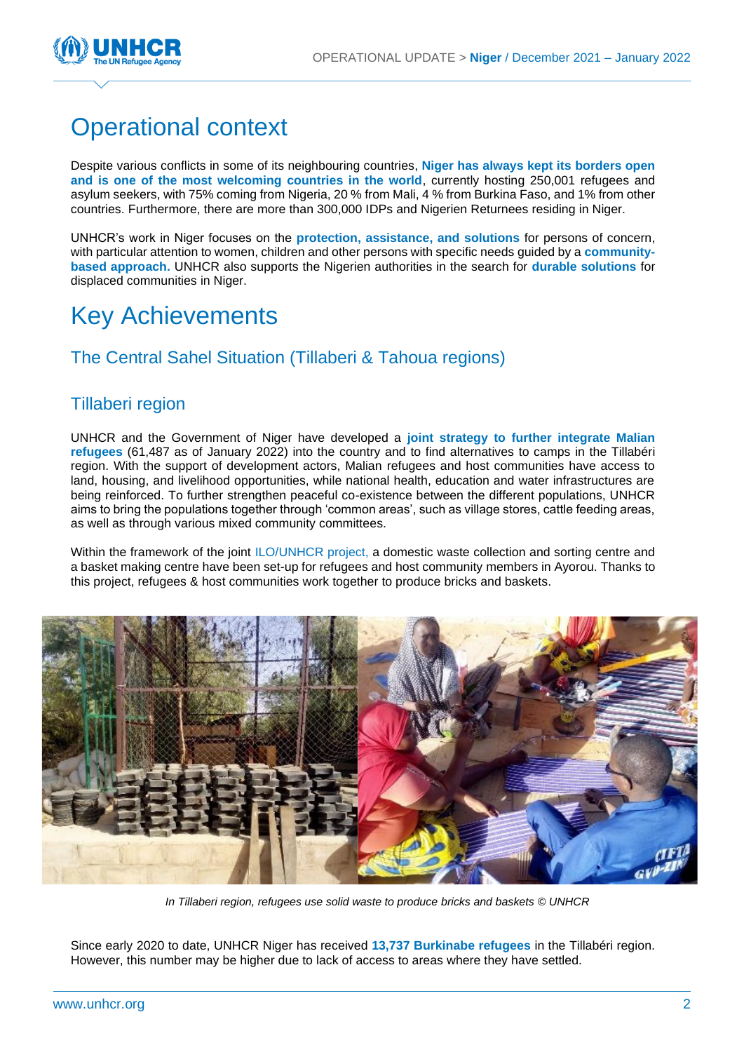# Operational context

Despite various conflicts in some of its neighbouring countries, **Niger has always kept its borders open and is one of the most welcoming countries in the world**, currently hosting 250,001 refugees and asylum seekers, with 75% coming from Nigeria, 20 % from Mali, 4 % from Burkina Faso, and 1% from other countries. Furthermore, there are more than 300,000 IDPs and Nigerien Returnees residing in Niger.

UNHCR's work in Niger focuses on the **protection, assistance, and solutions** for persons of concern, with particular attention to women, children and other persons with specific needs guided by a **community-based approach.** UNHCR also supports the Nigerien authorities in the search for **durable solutions** for displaced communities in Niger.

# Key Achievements

## The Central Sahel Situation (Tillaberi & Tahoua regions)

### Tillaberi region

UNHCR and the Government of Niger have developed a **joint strategy to further integrate Malian refugees** (61,487 as of January 2022) into the country and to find alternatives to camps in the Tillabéri region. With the support of development actors, Malian refugees and host communities have access to land, housing, and livelihood opportunities, while national health, education and water infrastructures are being reinforced. To further strengthen peaceful co-existence between the different populations, UNHCR aims to bring the populations together through 'common areas', such as village stores, cattle feeding areas, as well as through various mixed community committees.

Within the framework of the joint ILO/UNHCR project, a domestic waste collection and sorting centre and a basket making centre have been set-up for refugees and host community members in Ayorou. Thanks to this project, refugees & host communities work together to produce bricks and baskets.

*In Tillaberi region, refugees use solid waste to produce bricks and baskets © UNHCR*

Since early 2020 to date, UNHCR Niger has received **13,737 Burkinabe refugees** in the Tillabéri region. However, this number may be higher due to lack of access to areas where they have settled.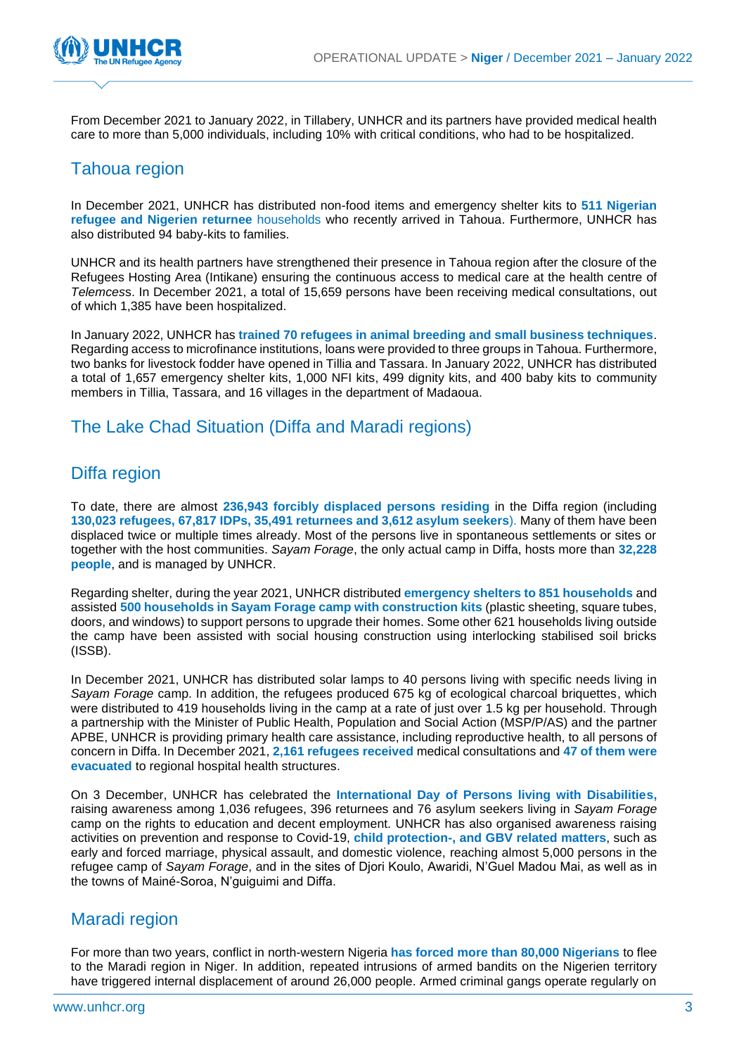From December 2021 to January 2022, in Tillabery, UNHCR and its partners have provided medical health care to more than 5,000 individuals, including 10% with critical conditions, who had to be hospitalized.

## Tahoua region

In December 2021, UNHCR has distributed non-food items and emergency shelter kits to **511 Nigerian refugee and Nigerien returnee** households who recently arrived in Tahoua. Furthermore, UNHCR has also distributed 94 baby-kits to families.

UNHCR and its health partners have strengthened their presence in Tahoua region after the closure of the Refugees Hosting Area (Intikane) ensuring the continuous access to medical care at the health centre of *Telemcess*. In December 2021, a total of 15,659 persons have been receiving medical consultations, out of which 1,385 have been hospitalized.

In January 2022, UNHCR has **trained 70 refugees in animal breeding and small business techniques**. Regarding access to microfinance institutions, loans were provided to three groups in Tahoua. Furthermore, two banks for livestock fodder have opened in Tillia and Tassara. In January 2022, UNHCR has distributed a total of 1,657 emergency shelter kits, 1,000 NFI kits, 499 dignity kits, and 400 baby kits to community members in Tillia, Tassara, and 16 villages in the department of Madaoua.

## The Lake Chad Situation (Diffa and Maradi regions)

## Diffa region

To date, there are almost **236,943 forcibly displaced persons residing** in the Diffa region (including **130,023 refugees, 67,817 IDPs, 35,491 returnees and 3,612 asylum seekers**). Many of them have been displaced twice or multiple times already. Most of the persons live in spontaneous settlements or sites or together with the host communities. *Sayam Forage*, the only actual camp in Diffa, hosts more than **32,228 people**, and is managed by UNHCR.

Regarding shelter, during the year 2021, UNHCR distributed **emergency shelters to 851 households** and assisted **500 households in Sayam Forage camp with construction kits** (plastic sheeting, square tubes, doors, and windows) to support persons to upgrade their homes. Some other 621 households living outside the camp have been assisted with social housing construction using interlocking stabilised soil bricks (ISSB).

In December 2021, UNHCR has distributed solar lamps to 40 persons living with specific needs living in *Sayam Forage* camp. In addition, the refugees produced 675 kg of ecological charcoal briquettes, which were distributed to 419 households living in the camp at a rate of just over 1.5 kg per household. Through a partnership with the Minister of Public Health, Population and Social Action (MSP/P/AS) and the partner APBE, UNHCR is providing primary health care assistance, including reproductive health, to all persons of concern in Diffa. In December 2021, **2,161 refugees received** medical consultations and **47 of them were evacuated** to regional hospital health structures.

On 3 December, UNHCR has celebrated the **International Day of Persons living with Disabilities,** raising awareness among 1,036 refugees, 396 returnees and 76 asylum seekers living in *Sayam Forage* camp on the rights to education and decent employment. UNHCR has also organised awareness raising activities on prevention and response to Covid-19, **child protection-, and GBV related matters**, such as early and forced marriage, physical assault, and domestic violence, reaching almost 5,000 persons in the refugee camp of *Sayam Forage*, and in the sites of Djori Koulo, Awaridi, N'Guel Madou Mai, as well as in the towns of Mainé-Soroa, N'guiguimi and Diffa.

## Maradi region

For more than two years, conflict in north-western Nigeria **has forced more than 80,000 Nigerians** to flee to the Maradi region in Niger. In addition, repeated intrusions of armed bandits on the Nigerien territory have triggered internal displacement of around 26,000 people. Armed criminal gangs operate regularly on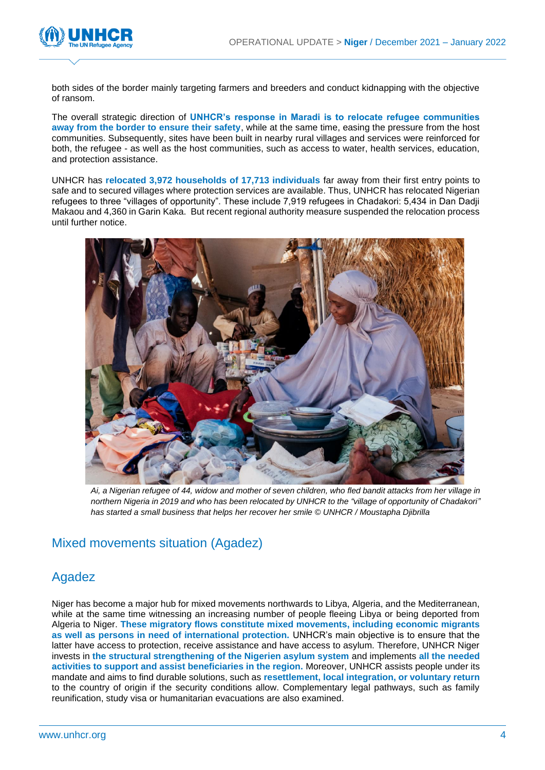both sides of the border mainly targeting farmers and breeders and conduct kidnapping with the objective of ransom.

The overall strategic direction of **UNHCR's response in Maradi is to relocate refugee communities away from the border to ensure their safety**, while at the same time, easing the pressure from the host communities. Subsequently, sites have been built in nearby rural villages and services were reinforced for both, the refugee - as well as the host communities, such as access to water, health services, education, and protection assistance.

UNHCR has **relocated 3,972 households of 17,713 individuals** far away from their first entry points to safe and to secured villages where protection services are available. Thus, UNHCR has relocated Nigerian refugees to three "villages of opportunity". These include 7,919 refugees in Chadakori: 5,434 in Dan Dadji Makaou and 4,360 in Garin Kaka. But recent regional authority measure suspended the relocation process until further notice.

*Ai, a Nigerian refugee of 44, widow and mother of seven children, who fled bandit attacks from her village in northern Nigeria in 2019 and who has been relocated by UNHCR to the "village of opportunity of Chadakori" has started a small business that helps her recover her smile © UNHCR / Moustapha Djibrilla*

# Mixed movements situation (Agadez)

## Agadez

Niger has become a major hub for mixed movements northwards to Libya, Algeria, and the Mediterranean, while at the same time witnessing an increasing number of people fleeing Libya or being deported from Algeria to Niger. **These migratory flows constitute mixed movements, including economic migrants as well as persons in need of international protection.** UNHCR's main objective is to ensure that the latter have access to protection, receive assistance and have access to asylum. Therefore, UNHCR Niger invests in **the structural strengthening of the Nigerien asylum system** and implements **all the needed activities to support and assist beneficiaries in the region.** Moreover, UNHCR assists people under its mandate and aims to find durable solutions, such as **resettlement, local integration, or voluntary return** to the country of origin if the security conditions allow. Complementary legal pathways, such as family reunification, study visa or humanitarian evacuations are also examined.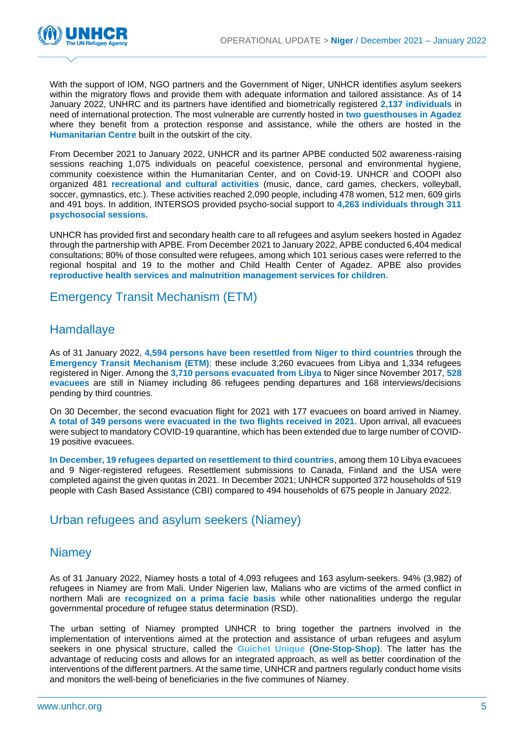With the support of IOM, NGO partners and the Government of Niger, UNHCR identifies asylum seekers within the migratory flows and provide them with adequate information and tailored assistance. As of 14 January 2022, UNHRC and its partners have identified and biometrically registered **2,137 individuals** in need of international protection. The most vulnerable are currently hosted in **two guesthouses in Agadez** where they benefit from a protection response and assistance, while the others are hosted in the **Humanitarian Centre** built in the outskirt of the city.

From December 2021 to January 2022, UNHCR and its partner APBE conducted 502 awareness-raising sessions reaching 1,075 individuals on peaceful coexistence, personal and environmental hygiene, community coexistence within the Humanitarian Center, and on Covid-19. UNHCR and COOPI also organized 481 **recreational and cultural activities** (music, dance, card games, checkers, volleyball, soccer, gymnastics, etc.). These activities reached 2,090 people, including 478 women, 512 men, 609 girls and 491 boys. In addition, INTERSOS provided psycho-social support to **4,263 individuals through 311 psychosocial sessions.**

UNHCR has provided first and secondary health care to all refugees and asylum seekers hosted in Agadez through the partnership with APBE. From December 2021 to January 2022, APBE conducted 6,404 medical consultations; 80% of those consulted were refugees, among which 101 serious cases were referred to the regional hospital and 19 to the mother and Child Health Center of Agadez. APBE also provides **reproductive health services and malnutrition management services for children**.

## Emergency Transit Mechanism (ETM)

## Hamdallaye

As of 31 January 2022, **4,594 persons have been resettled from Niger to third countries** through the **Emergency Transit Mechanism (ETM)**; these include 3,260 evacuees from Libya and 1,334 refugees registered in Niger. Among the **3,710 persons evacuated from Libya** to Niger since November 2017, **528 evacuees** are still in Niamey including 86 refugees pending departures and 168 interviews/decisions pending by third countries.

On 30 December, the second evacuation flight for 2021 with 177 evacuees on board arrived in Niamey. **A total of 349 persons were evacuated in the two flights received in 2021**. Upon arrival, all evacuees were subject to mandatory COVID-19 quarantine, which has been extended due to large number of COVID-19 positive evacuees.

**In December, 19 refugees departed on resettlement to third countries**, among them 10 Libya evacuees and 9 Niger-registered refugees. Resettlement submissions to Canada, Finland and the USA were completed against the given quotas in 2021. In December 2021; UNHCR supported 372 households of 519 people with Cash Based Assistance (CBI) compared to 494 households of 675 people in January 2022.

## Urban refugees and asylum seekers (Niamey)

## Niamey

As of 31 January 2022, Niamey hosts a total of 4,093 refugees and 163 asylum-seekers. 94% (3,982) of refugees in Niamey are from Mali. Under Nigerien law, Malians who are victims of the armed conflict in northern Mali are **recognized on a prima facie basis** while other nationalities undergo the regular governmental procedure of refugee status determination (RSD).

The urban setting of Niamey prompted UNHCR to bring together the partners involved in the implementation of interventions aimed at the protection and assistance of urban refugees and asylum seekers in one physical structure, called the **Guichet Unique** (**One-Stop-Shop)**. The latter has the advantage of reducing costs and allows for an integrated approach, as well as better coordination of the interventions of the different partners. At the same time, UNHCR and partners regularly conduct home visits and monitors the well-being of beneficiaries in the five communes of Niamey.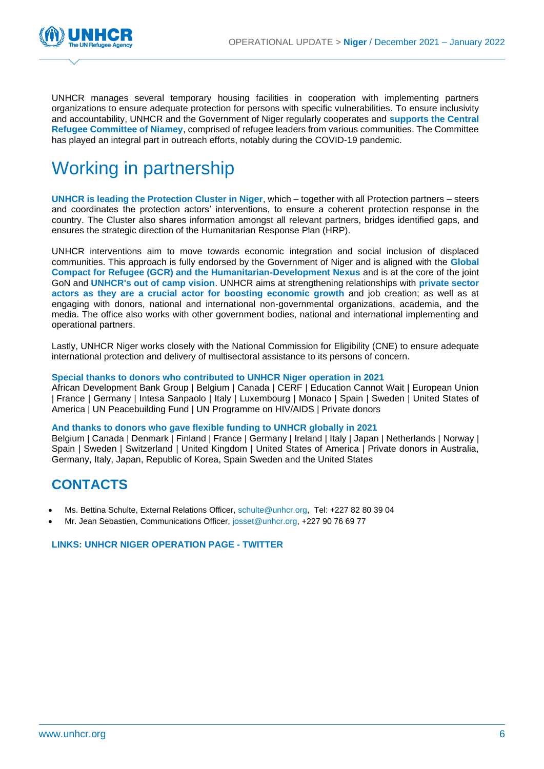UNHCR manages several temporary housing facilities in cooperation with implementing partners organizations to ensure adequate protection for persons with specific vulnerabilities. To ensure inclusivity and accountability, UNHCR and the Government of Niger regularly cooperates and **supports the Central Refugee Committee of Niamey**, comprised of refugee leaders from various communities. The Committee has played an integral part in outreach efforts, notably during the COVID-19 pandemic.

# Working in partnership

**UNHCR is leading the Protection Cluster in Niger**, which – together with all Protection partners – steers and coordinates the protection actors' interventions, to ensure a coherent protection response in the country. The Cluster also shares information amongst all relevant partners, bridges identified gaps, and ensures the strategic direction of the Humanitarian Response Plan (HRP).

UNHCR interventions aim to move towards economic integration and social inclusion of displaced communities. This approach is fully endorsed by the Government of Niger and is aligned with the **Global Compact for Refugee (GCR) and the Humanitarian-Development Nexus** and is at the core of the joint GoN and **UNHCR's out of camp vision**. UNHCR aims at strengthening relationships with **private sector actors as they are a crucial actor for boosting economic growth** and job creation; as well as at engaging with donors, national and international non-governmental organizations, academia, and the media. The office also works with other government bodies, national and international implementing and operational partners.

Lastly, UNHCR Niger works closely with the National Commission for Eligibility (CNE) to ensure adequate international protection and delivery of multisectoral assistance to its persons of concern.

**Special thanks to donors who contributed to UNHCR Niger operation in 2021**

African Development Bank Group | Belgium | Canada | CERF | Education Cannot Wait | European Union | France | Germany | Intesa Sanpaolo | Italy | Luxembourg | Monaco | Spain | Sweden | United States of America | UN Peacebuilding Fund | UN Programme on HIV/AIDS | Private donors

**And thanks to donors who gave flexible funding to UNHCR globally in 2021**

Belgium | Canada | Denmark | Finland | France | Germany | Ireland | Italy | Japan | Netherlands | Norway | Spain | Sweden | Switzerland | United Kingdom | United States of America | Private donors in Australia, Germany, Italy, Japan, Republic of Korea, Spain Sweden and the United States

## CONTACTS

- Ms. Bettina Schulte, External Relations Officer, schulte@unhcr.org, Tel: +227 82 80 39 04
- Mr. Jean Sebastien, Communications Officer, josset@unhcr.org, +227 90 76 69 77

**LINKS: UNHCR NIGER OPERATION PAGE - TWITTER**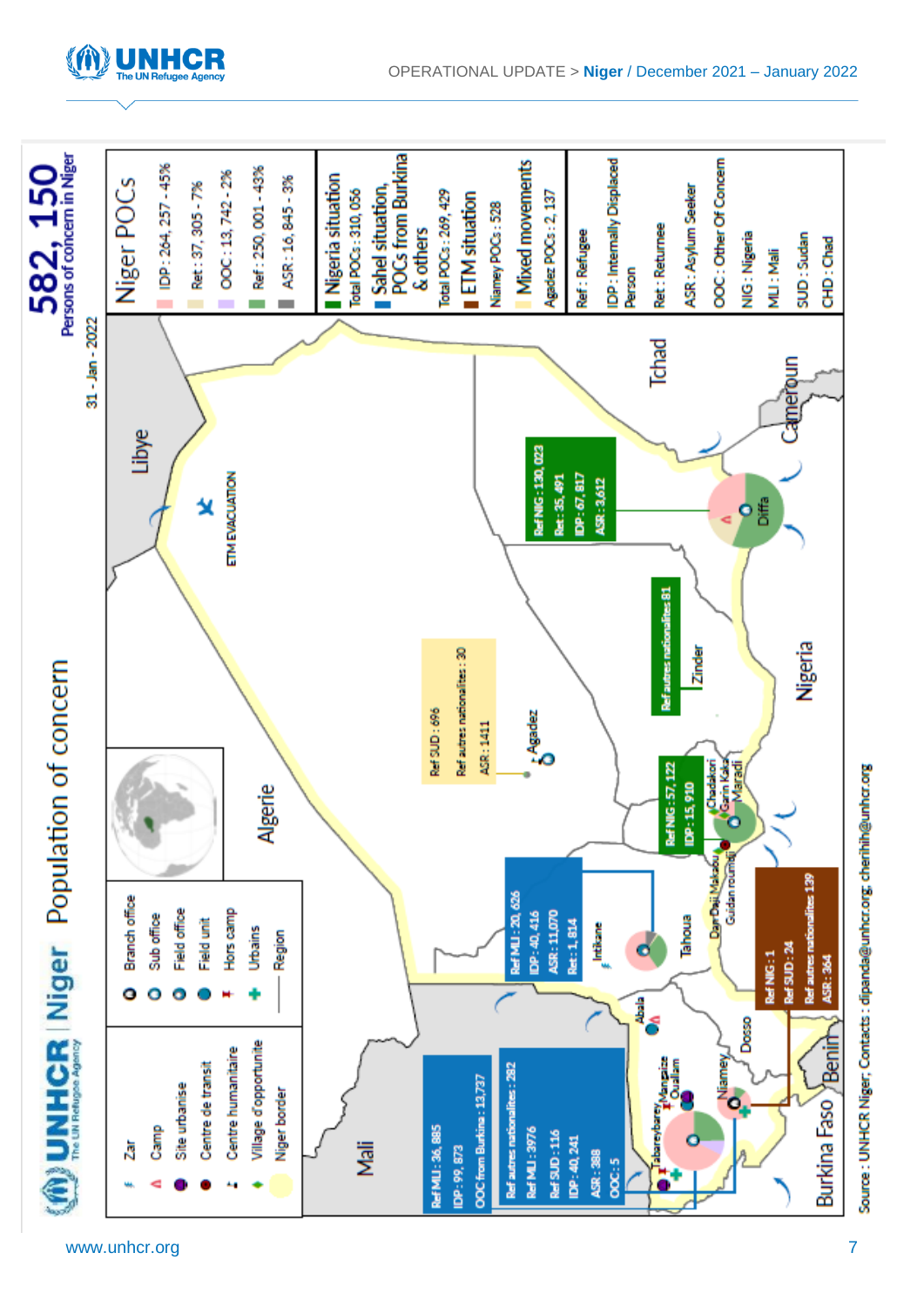# UNHCR | Niger Population of concern

31 - Jan - 2022

**582, 150** Persons of concern in Niger

## Niger POCs

- IDP : 264, 257 - 45%
- Ret : 37, 305 - 7%
- OOC : 13, 742 - 2%
- Ref : 250, 001 - 43%
- ASR : 16, 845 - 3%

**Nigeria situation**
Total POCs : 310, 056

**Sahel situation, POCs from Burkina & others**
Total POCs : 269, 429

**ETM situation**
Niamey POCs : 528

**Mixed movements**
Agadez POCs : 2, 137

- Ref : Refugee
- IDP : Internally Displaced Person
- Ret : Returnee
- ASR : Asylum Seeker
- OOC : Other Of Concern
- NIG : Nigeria
- MLI : Mali
- SUD : Sudan
- CHD : Chad

Legend:
- Zar
- Camp
- Site urbanisé
- Centre de transit
- Centre humanitaire
- Village d'opportunité
- Niger border
- Branch office
- Sub office
- Field office
- Field unit
- Hors camp
- Urbains
- Region

Libye
Algerie
Mali
Tchad
Nigeria
Cameroun
Benin
Burkina Faso

ETM EVACUATION

Agadez
Ref SUD : 696
Ref autres nationalites : 30
ASR : 1411

Zinder
Ref autres nationalites : 81

Diffa
Ref NIG : 130, 023
Ret : 35, 491
IDP : 67, 817
ASR : 3,612

Maradi
Chadakori
Garin Kaka
Guidan roumdji
Dan Dadji Makaou
Ref NIG : 57, 122
IDP : 15, 910

Tahoua
Intikane
Ref MLI : 20, 626
IDP : 40, 416
ASR : 11,070
Ret : 1, 814

Abala
Tabareybarey
Mangaize
Ouallam
Niamey
Dosso

Ref MLI : 36, 885
IDP : 99, 873
OOC from Burkina : 13,737

Ref autres nationalites : 282
Ref MLI : 3976
Ref SUD : 116
IDP : 40, 241
ASR : 388
OOC : 5

Ref NIG : 1
Ref SUD : 24
Ref autres nationalites 139
ASR : 364

Source : UNHCR Niger; Contacts : dipanda@unhcr.org; cherihih@unhcr.org